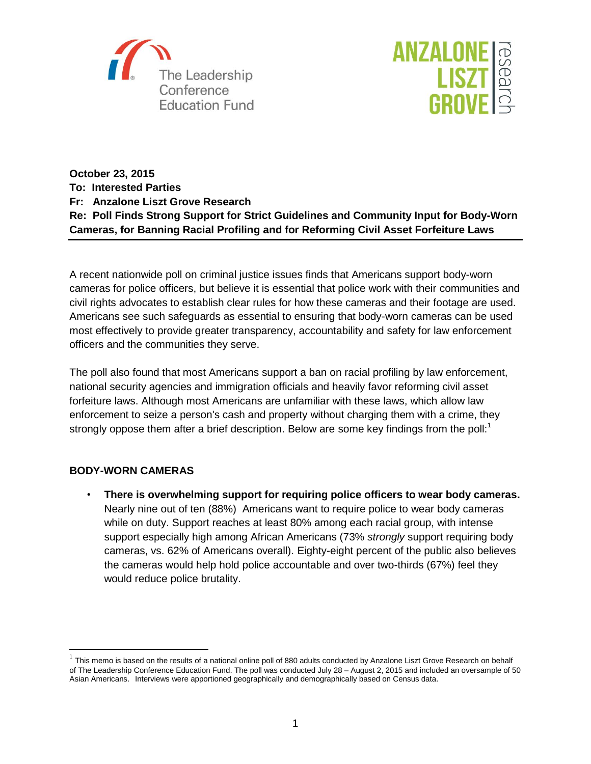The Leadership Conference Education Fund

ANZALONE LISZT GROVE research

**October 23, 2015**
**To: Interested Parties**
**Fr: Anzalone Liszt Grove Research**
**Re: Poll Finds Strong Support for Strict Guidelines and Community Input for Body-Worn Cameras, for Banning Racial Profiling and for Reforming Civil Asset Forfeiture Laws**

---

A recent nationwide poll on criminal justice issues finds that Americans support body-worn cameras for police officers, but believe it is essential that police work with their communities and civil rights advocates to establish clear rules for how these cameras and their footage are used. Americans see such safeguards as essential to ensuring that body-worn cameras can be used most effectively to provide greater transparency, accountability and safety for law enforcement officers and the communities they serve.

The poll also found that most Americans support a ban on racial profiling by law enforcement, national security agencies and immigration officials and heavily favor reforming civil asset forfeiture laws. Although most Americans are unfamiliar with these laws, which allow law enforcement to seize a person's cash and property without charging them with a crime, they strongly oppose them after a brief description. Below are some key findings from the poll:[1]

## BODY-WORN CAMERAS

- **There is overwhelming support for requiring police officers to wear body cameras.** Nearly nine out of ten (88%) Americans want to require police to wear body cameras while on duty. Support reaches at least 80% among each racial group, with intense support especially high among African Americans (73% *strongly* support requiring body cameras, vs. 62% of Americans overall). Eighty-eight percent of the public also believes the cameras would help hold police accountable and over two-thirds (67%) feel they would reduce police brutality.

---

[1] This memo is based on the results of a national online poll of 880 adults conducted by Anzalone Liszt Grove Research on behalf of The Leadership Conference Education Fund. The poll was conducted July 28 – August 2, 2015 and included an oversample of 50 Asian Americans. Interviews were apportioned geographically and demographically based on Census data.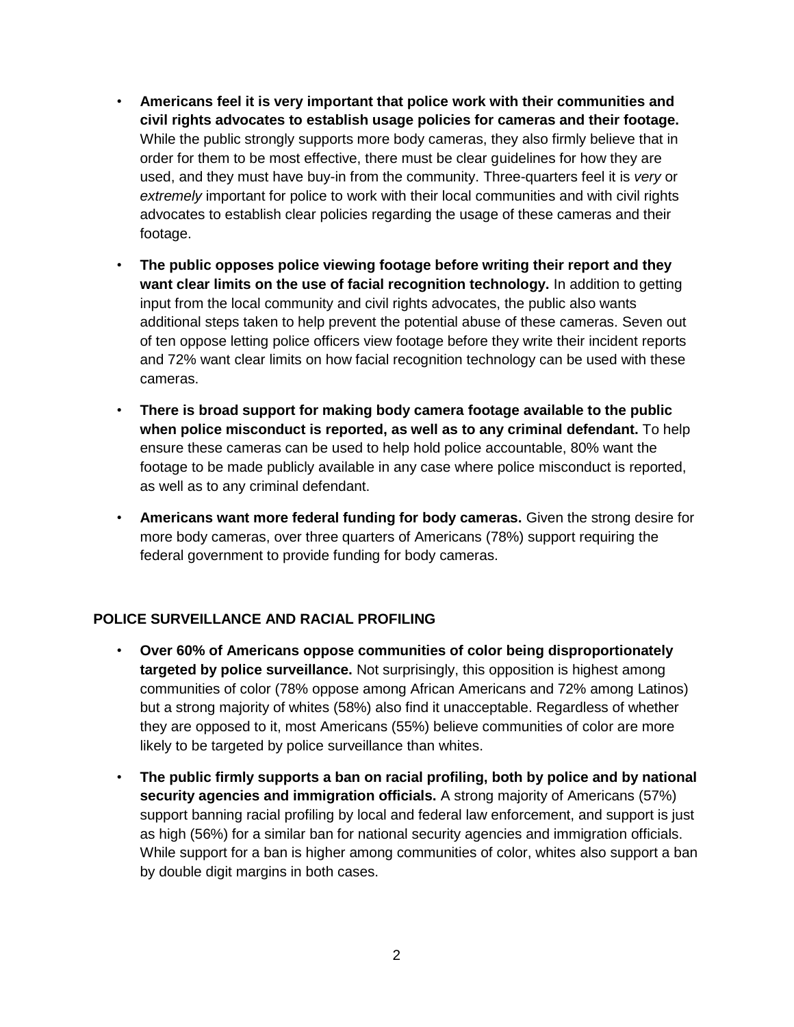- **Americans feel it is very important that police work with their communities and civil rights advocates to establish usage policies for cameras and their footage.** While the public strongly supports more body cameras, they also firmly believe that in order for them to be most effective, there must be clear guidelines for how they are used, and they must have buy-in from the community. Three-quarters feel it is *very* or *extremely* important for police to work with their local communities and with civil rights advocates to establish clear policies regarding the usage of these cameras and their footage.

- **The public opposes police viewing footage before writing their report and they want clear limits on the use of facial recognition technology.** In addition to getting input from the local community and civil rights advocates, the public also wants additional steps taken to help prevent the potential abuse of these cameras. Seven out of ten oppose letting police officers view footage before they write their incident reports and 72% want clear limits on how facial recognition technology can be used with these cameras.

- **There is broad support for making body camera footage available to the public when police misconduct is reported, as well as to any criminal defendant.** To help ensure these cameras can be used to help hold police accountable, 80% want the footage to be made publicly available in any case where police misconduct is reported, as well as to any criminal defendant.

- **Americans want more federal funding for body cameras.** Given the strong desire for more body cameras, over three quarters of Americans (78%) support requiring the federal government to provide funding for body cameras.

## POLICE SURVEILLANCE AND RACIAL PROFILING

- **Over 60% of Americans oppose communities of color being disproportionately targeted by police surveillance.** Not surprisingly, this opposition is highest among communities of color (78% oppose among African Americans and 72% among Latinos) but a strong majority of whites (58%) also find it unacceptable. Regardless of whether they are opposed to it, most Americans (55%) believe communities of color are more likely to be targeted by police surveillance than whites.

- **The public firmly supports a ban on racial profiling, both by police and by national security agencies and immigration officials.** A strong majority of Americans (57%) support banning racial profiling by local and federal law enforcement, and support is just as high (56%) for a similar ban for national security agencies and immigration officials. While support for a ban is higher among communities of color, whites also support a ban by double digit margins in both cases.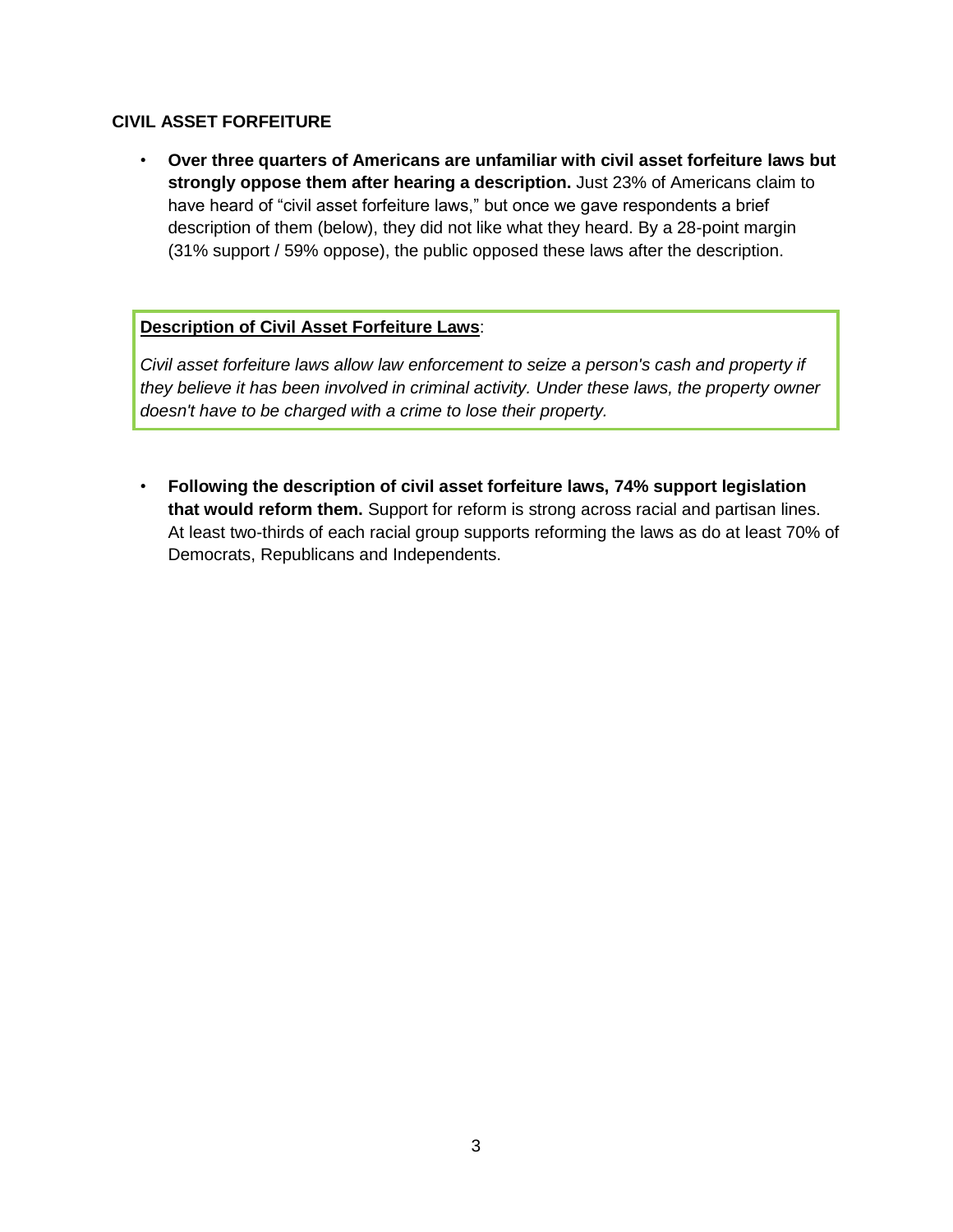## CIVIL ASSET FORFEITURE

- **Over three quarters of Americans are unfamiliar with civil asset forfeiture laws but strongly oppose them after hearing a description.** Just 23% of Americans claim to have heard of "civil asset forfeiture laws," but once we gave respondents a brief description of them (below), they did not like what they heard. By a 28-point margin (31% support / 59% oppose), the public opposed these laws after the description.

> **Description of Civil Asset Forfeiture Laws**:
>
> *Civil asset forfeiture laws allow law enforcement to seize a person's cash and property if they believe it has been involved in criminal activity. Under these laws, the property owner doesn't have to be charged with a crime to lose their property.*

- **Following the description of civil asset forfeiture laws, 74% support legislation that would reform them.** Support for reform is strong across racial and partisan lines. At least two-thirds of each racial group supports reforming the laws as do at least 70% of Democrats, Republicans and Independents.